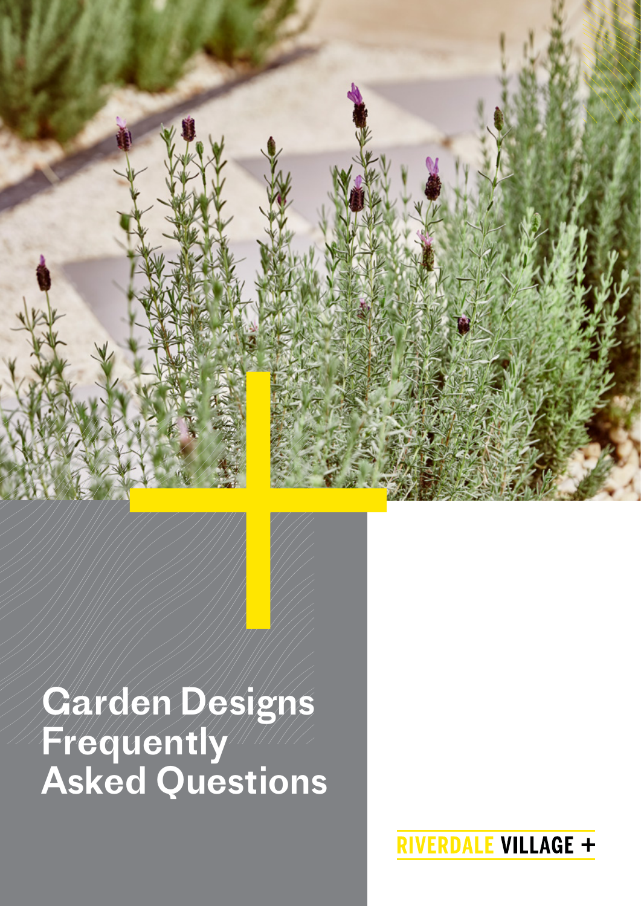# Garden Designs Frequently Asked Questions

RIVERDALE VILLAGE +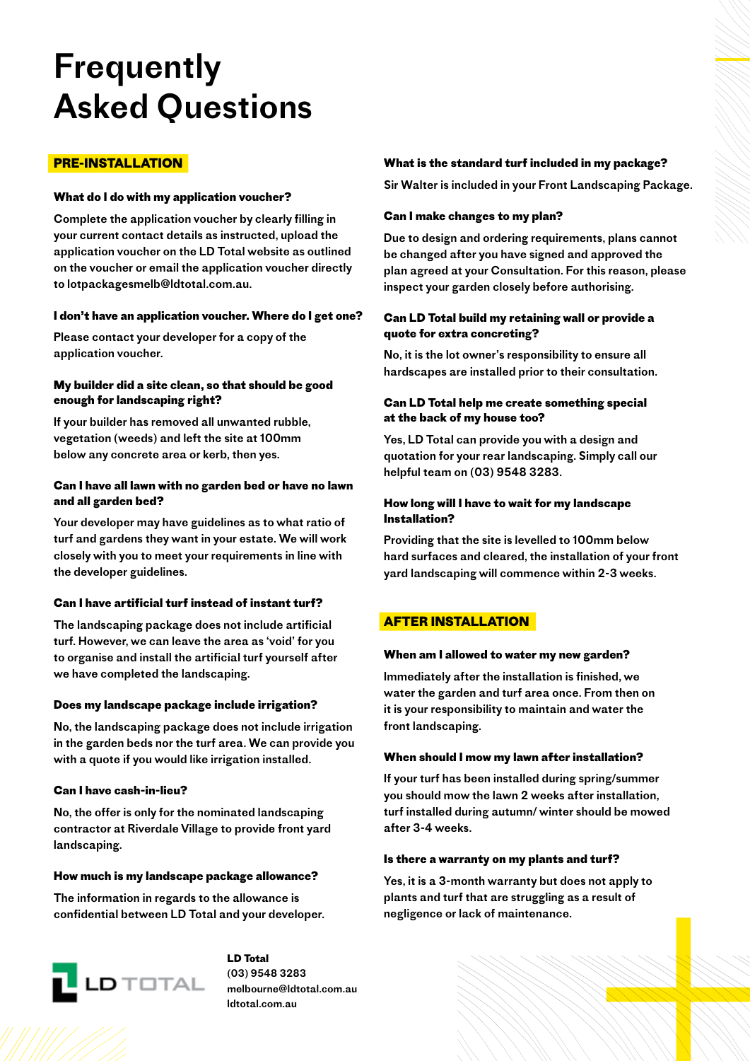# Frequently Asked Questions

## PRE-INSTALLATION

**What do I do with my application voucher?**

Complete the application voucher by clearly filling in your current contact details as instructed, upload the application voucher on the LD Total website as outlined on the voucher or email the application voucher directly to lotpackagesmelb@ldtotal.com.au.

**I don't have an application voucher. Where do I get one?**

Please contact your developer for a copy of the application voucher.

**My builder did a site clean, so that should be good enough for landscaping right?**

If your builder has removed all unwanted rubble, vegetation (weeds) and left the site at 100mm below any concrete area or kerb, then yes.

**Can I have all lawn with no garden bed or have no lawn and all garden bed?**

Your developer may have guidelines as to what ratio of turf and gardens they want in your estate. We will work closely with you to meet your requirements in line with the developer guidelines.

**Can I have artificial turf instead of instant turf?**

The landscaping package does not include artificial turf. However, we can leave the area as 'void' for you to organise and install the artificial turf yourself after we have completed the landscaping.

**Does my landscape package include irrigation?**

No, the landscaping package does not include irrigation in the garden beds nor the turf area. We can provide you with a quote if you would like irrigation installed.

**Can I have cash-in-lieu?**

No, the offer is only for the nominated landscaping contractor at Riverdale Village to provide front yard landscaping.

**How much is my landscape package allowance?**

The information in regards to the allowance is confidential between LD Total and your developer.

**What is the standard turf included in my package?**

Sir Walter is included in your Front Landscaping Package.

**Can I make changes to my plan?**

Due to design and ordering requirements, plans cannot be changed after you have signed and approved the plan agreed at your Consultation. For this reason, please inspect your garden closely before authorising.

**Can LD Total build my retaining wall or provide a quote for extra concreting?**

No, it is the lot owner's responsibility to ensure all hardscapes are installed prior to their consultation.

**Can LD Total help me create something special at the back of my house too?**

Yes, LD Total can provide you with a design and quotation for your rear landscaping. Simply call our helpful team on (03) 9548 3283.

**How long will I have to wait for my landscape Installation?**

Providing that the site is levelled to 100mm below hard surfaces and cleared, the installation of your front yard landscaping will commence within 2-3 weeks.

## AFTER INSTALLATION

**When am I allowed to water my new garden?**

Immediately after the installation is finished, we water the garden and turf area once. From then on it is your responsibility to maintain and water the front landscaping.

**When should I mow my lawn after installation?**

If your turf has been installed during spring/summer you should mow the lawn 2 weeks after installation, turf installed during autumn/ winter should be mowed after 3-4 weeks.

**Is there a warranty on my plants and turf?**

Yes, it is a 3-month warranty but does not apply to plants and turf that are struggling as a result of negligence or lack of maintenance.

LD TOTAL

**LD Total**
(03) 9548 3283
melbourne@ldtotal.com.au
ldtotal.com.au